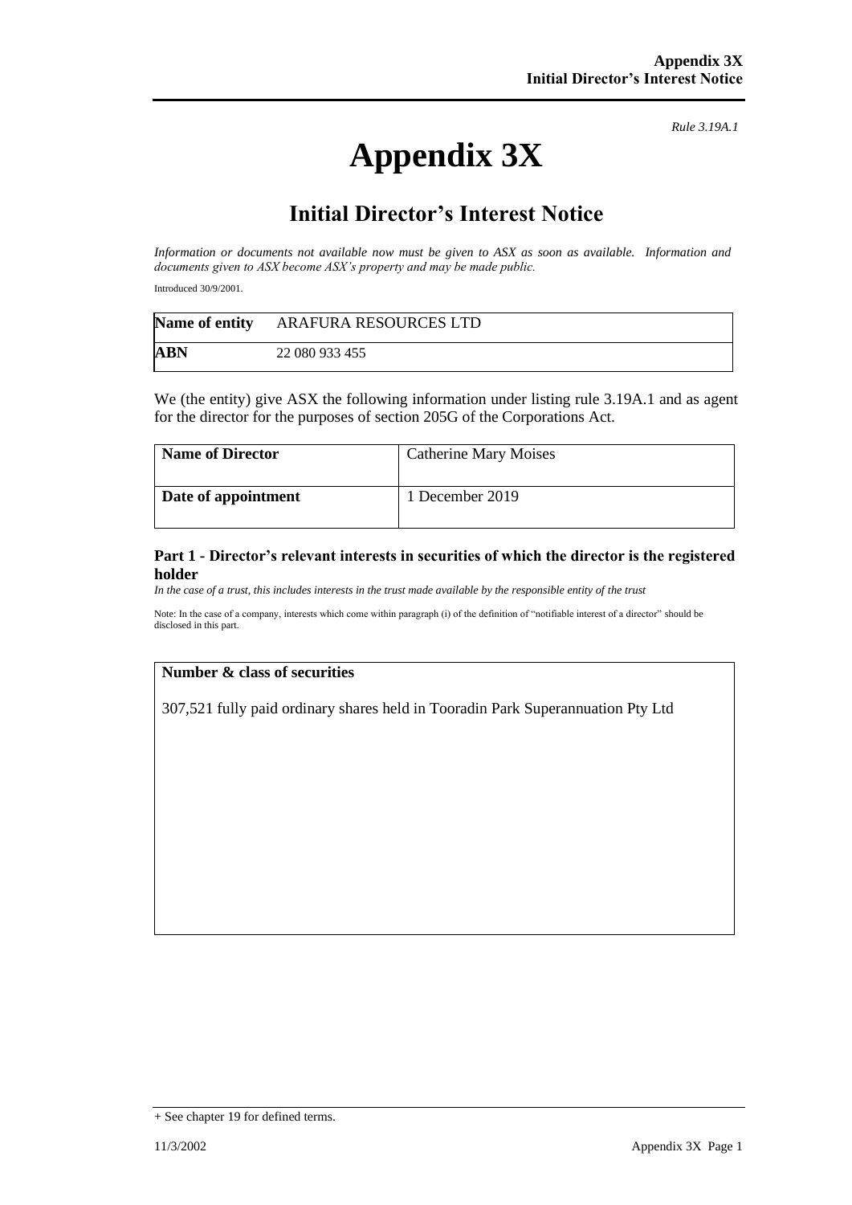*Rule 3.19A.1*

# Appendix 3X

## Initial Director's Interest Notice

*Information or documents not available now must be given to ASX as soon as available. Information and documents given to ASX become ASX's property and may be made public.*

Introduced 30/9/2001.

| **Name of entity** | ARAFURA RESOURCES LTD |
| --- | --- |
| **ABN** | 22 080 933 455 |

We (the entity) give ASX the following information under listing rule 3.19A.1 and as agent for the director for the purposes of section 205G of the Corporations Act.

| **Name of Director** | Catherine Mary Moises |
| --- | --- |
| **Date of appointment** | 1 December 2019 |

### Part 1 - Director's relevant interests in securities of which the director is the registered holder

*In the case of a trust, this includes interests in the trust made available by the responsible entity of the trust*

Note: In the case of a company, interests which come within paragraph (i) of the definition of "notifiable interest of a director" should be disclosed in this part.

| **Number & class of securities** |
| --- |
| 307,521 fully paid ordinary shares held in Tooradin Park Superannuation Pty Ltd |

+ See chapter 19 for defined terms.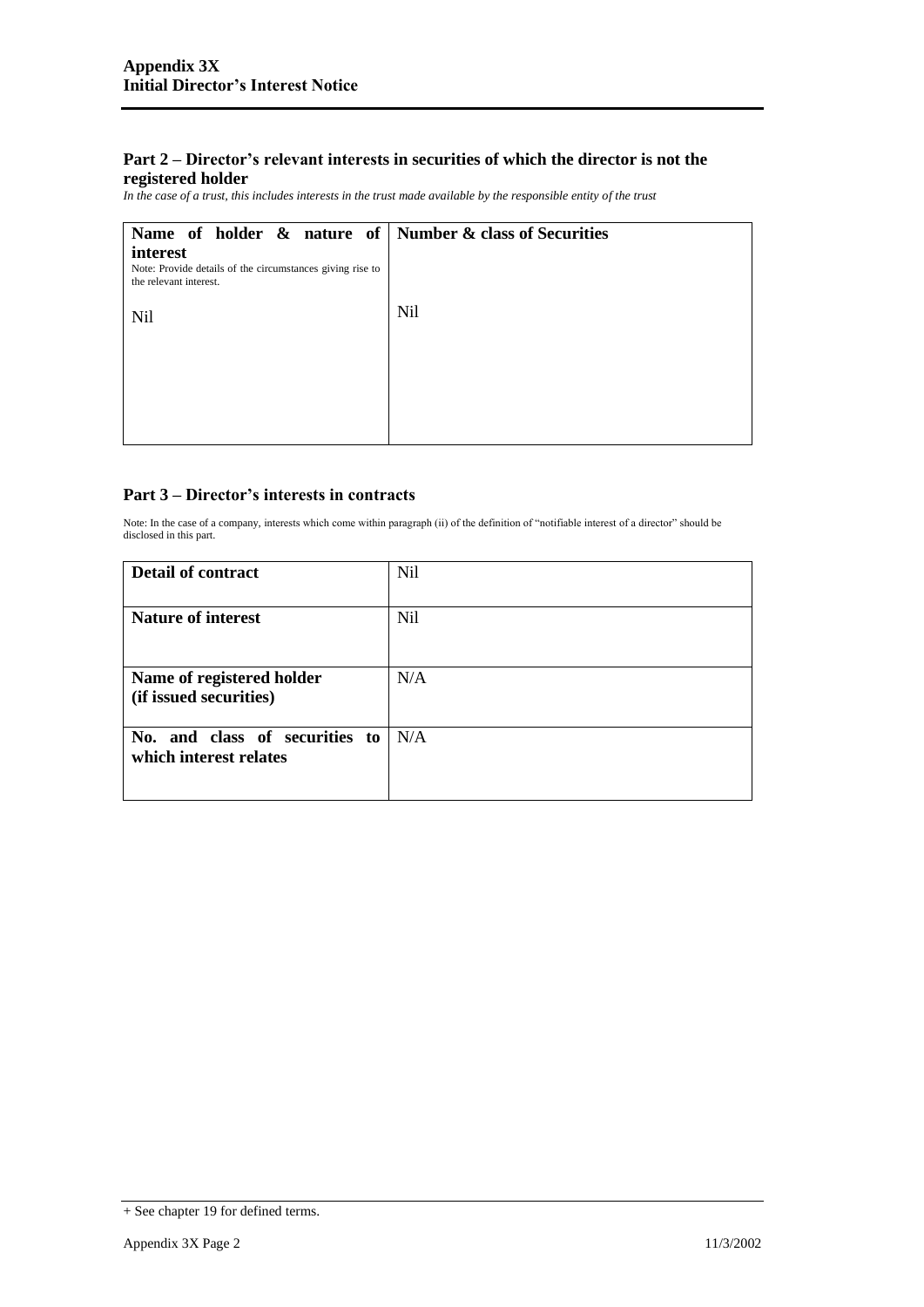## Part 2 – Director's relevant interests in securities of which the director is not the registered holder

*In the case of a trust, this includes interests in the trust made available by the responsible entity of the trust*

| **Name of holder & nature of interest**<br>Note: Provide details of the circumstances giving rise to the relevant interest. | **Number & class of Securities** |
|---|---|
| Nil | Nil |

## Part 3 – Director's interests in contracts

Note: In the case of a company, interests which come within paragraph (ii) of the definition of "notifiable interest of a director" should be disclosed in this part.

| | |
|---|---|
| **Detail of contract** | Nil |
| **Nature of interest** | Nil |
| **Name of registered holder (if issued securities)** | N/A |
| **No. and class of securities to which interest relates** | N/A |

+ See chapter 19 for defined terms.